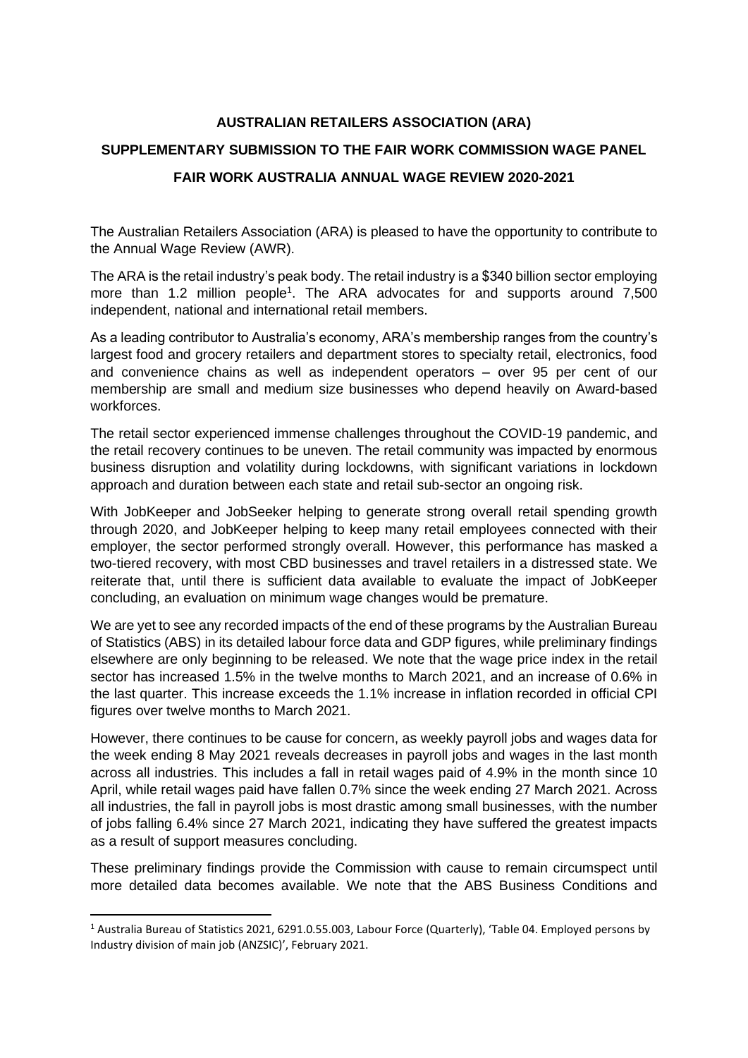**AUSTRALIAN RETAILERS ASSOCIATION (ARA)**

**SUPPLEMENTARY SUBMISSION TO THE FAIR WORK COMMISSION WAGE PANEL**

**FAIR WORK AUSTRALIA ANNUAL WAGE REVIEW 2020-2021**

The Australian Retailers Association (ARA) is pleased to have the opportunity to contribute to the Annual Wage Review (AWR).

The ARA is the retail industry's peak body. The retail industry is a $340 billion sector employing more than 1.2 million people[1]. The ARA advocates for and supports around 7,500 independent, national and international retail members.

As a leading contributor to Australia's economy, ARA's membership ranges from the country's largest food and grocery retailers and department stores to specialty retail, electronics, food and convenience chains as well as independent operators – over 95 per cent of our membership are small and medium size businesses who depend heavily on Award-based workforces.

The retail sector experienced immense challenges throughout the COVID-19 pandemic, and the retail recovery continues to be uneven. The retail community was impacted by enormous business disruption and volatility during lockdowns, with significant variations in lockdown approach and duration between each state and retail sub-sector an ongoing risk.

With JobKeeper and JobSeeker helping to generate strong overall retail spending growth through 2020, and JobKeeper helping to keep many retail employees connected with their employer, the sector performed strongly overall. However, this performance has masked a two-tiered recovery, with most CBD businesses and travel retailers in a distressed state. We reiterate that, until there is sufficient data available to evaluate the impact of JobKeeper concluding, an evaluation on minimum wage changes would be premature.

We are yet to see any recorded impacts of the end of these programs by the Australian Bureau of Statistics (ABS) in its detailed labour force data and GDP figures, while preliminary findings elsewhere are only beginning to be released. We note that the wage price index in the retail sector has increased 1.5% in the twelve months to March 2021, and an increase of 0.6% in the last quarter. This increase exceeds the 1.1% increase in inflation recorded in official CPI figures over twelve months to March 2021.

However, there continues to be cause for concern, as weekly payroll jobs and wages data for the week ending 8 May 2021 reveals decreases in payroll jobs and wages in the last month across all industries. This includes a fall in retail wages paid of 4.9% in the month since 10 April, while retail wages paid have fallen 0.7% since the week ending 27 March 2021. Across all industries, the fall in payroll jobs is most drastic among small businesses, with the number of jobs falling 6.4% since 27 March 2021, indicating they have suffered the greatest impacts as a result of support measures concluding.

These preliminary findings provide the Commission with cause to remain circumspect until more detailed data becomes available. We note that the ABS Business Conditions and

---

[1] Australia Bureau of Statistics 2021, 6291.0.55.003, Labour Force (Quarterly), 'Table 04. Employed persons by Industry division of main job (ANZSIC)', February 2021.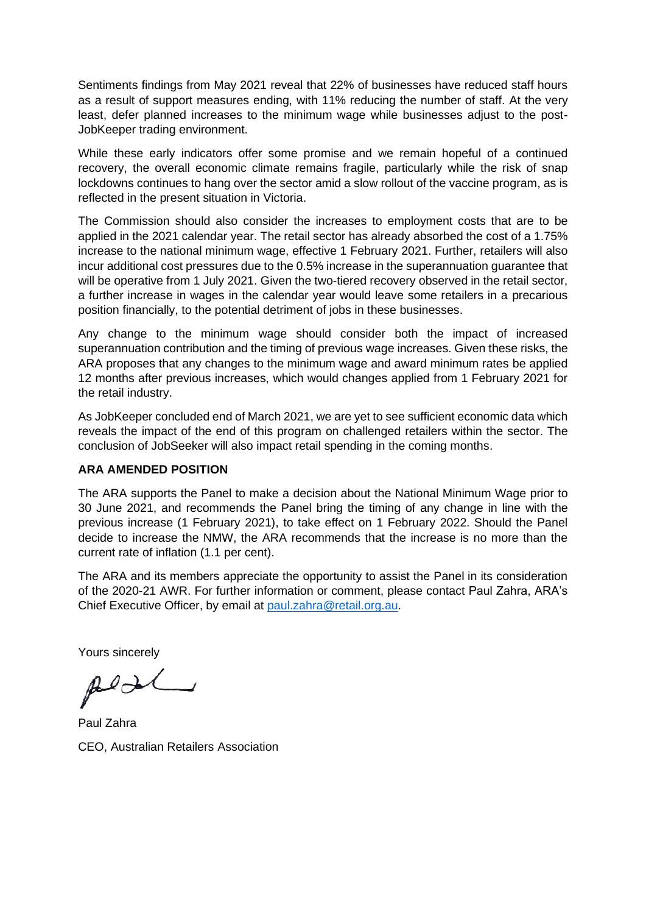Sentiments findings from May 2021 reveal that 22% of businesses have reduced staff hours as a result of support measures ending, with 11% reducing the number of staff. At the very least, defer planned increases to the minimum wage while businesses adjust to the post-JobKeeper trading environment.

While these early indicators offer some promise and we remain hopeful of a continued recovery, the overall economic climate remains fragile, particularly while the risk of snap lockdowns continues to hang over the sector amid a slow rollout of the vaccine program, as is reflected in the present situation in Victoria.

The Commission should also consider the increases to employment costs that are to be applied in the 2021 calendar year. The retail sector has already absorbed the cost of a 1.75% increase to the national minimum wage, effective 1 February 2021. Further, retailers will also incur additional cost pressures due to the 0.5% increase in the superannuation guarantee that will be operative from 1 July 2021. Given the two-tiered recovery observed in the retail sector, a further increase in wages in the calendar year would leave some retailers in a precarious position financially, to the potential detriment of jobs in these businesses.

Any change to the minimum wage should consider both the impact of increased superannuation contribution and the timing of previous wage increases. Given these risks, the ARA proposes that any changes to the minimum wage and award minimum rates be applied 12 months after previous increases, which would changes applied from 1 February 2021 for the retail industry.

As JobKeeper concluded end of March 2021, we are yet to see sufficient economic data which reveals the impact of the end of this program on challenged retailers within the sector. The conclusion of JobSeeker will also impact retail spending in the coming months.

**ARA AMENDED POSITION**

The ARA supports the Panel to make a decision about the National Minimum Wage prior to 30 June 2021, and recommends the Panel bring the timing of any change in line with the previous increase (1 February 2021), to take effect on 1 February 2022. Should the Panel decide to increase the NMW, the ARA recommends that the increase is no more than the current rate of inflation (1.1 per cent).

The ARA and its members appreciate the opportunity to assist the Panel in its consideration of the 2020-21 AWR. For further information or comment, please contact Paul Zahra, ARA's Chief Executive Officer, by email at paul.zahra@retail.org.au.

Yours sincerely

Paul Zahra

CEO, Australian Retailers Association